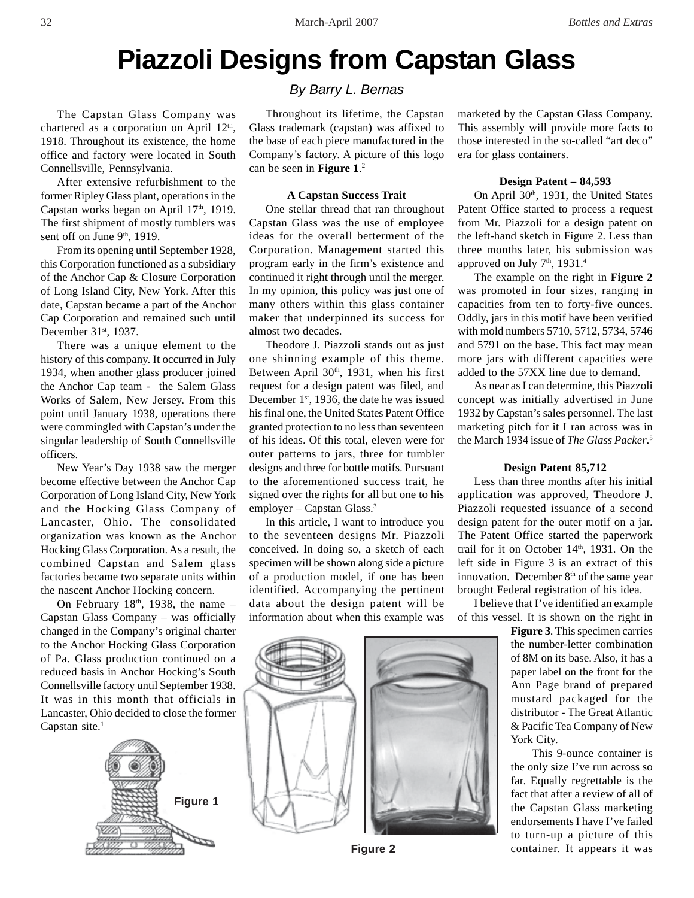# Piazzoli Designs from Capstan Glass

*By Barry L. Bernas*

The Capstan Glass Company was chartered as a corporation on April 12th, 1918. Throughout its existence, the home office and factory were located in South Connellsville, Pennsylvania.

After extensive refurbishment to the former Ripley Glass plant, operations in the Capstan works began on April 17th, 1919. The first shipment of mostly tumblers was sent off on June 9th, 1919.

From its opening until September 1928, this Corporation functioned as a subsidiary of the Anchor Cap & Closure Corporation of Long Island City, New York. After this date, Capstan became a part of the Anchor Cap Corporation and remained such until December 31st, 1937.

There was a unique element to the history of this company. It occurred in July 1934, when another glass producer joined the Anchor Cap team - the Salem Glass Works of Salem, New Jersey. From this point until January 1938, operations there were commingled with Capstan's under the singular leadership of South Connellsville officers.

New Year's Day 1938 saw the merger become effective between the Anchor Cap Corporation of Long Island City, New York and the Hocking Glass Company of Lancaster, Ohio. The consolidated organization was known as the Anchor Hocking Glass Corporation. As a result, the combined Capstan and Salem glass factories became two separate units within the nascent Anchor Hocking concern.

On February 18th, 1938, the name – Capstan Glass Company – was officially changed in the Company's original charter to the Anchor Hocking Glass Corporation of Pa. Glass production continued on a reduced basis in Anchor Hocking's South Connellsville factory until September 1938. It was in this month that officials in Lancaster, Ohio decided to close the former Capstan site.[1]

Figure 1

Throughout its lifetime, the Capstan Glass trademark (capstan) was affixed to the base of each piece manufactured in the Company's factory. A picture of this logo can be seen in **Figure 1**.[2]

### A Capstan Success Trait

One stellar thread that ran throughout Capstan Glass was the use of employee ideas for the overall betterment of the Corporation. Management started this program early in the firm's existence and continued it right through until the merger. In my opinion, this policy was just one of many others within this glass container maker that underpinned its success for almost two decades.

Theodore J. Piazzoli stands out as just one shinning example of this theme. Between April 30th, 1931, when his first request for a design patent was filed, and December 1st, 1936, the date he was issued his final one, the United States Patent Office granted protection to no less than seventeen of his ideas. Of this total, eleven were for outer patterns to jars, three for tumbler designs and three for bottle motifs. Pursuant to the aforementioned success trait, he signed over the rights for all but one to his employer – Capstan Glass.[3]

In this article, I want to introduce you to the seventeen designs Mr. Piazzoli conceived. In doing so, a sketch of each specimen will be shown along side a picture of a production model, if one has been identified. Accompanying the pertinent data about the design patent will be information about when this example was marketed by the Capstan Glass Company. This assembly will provide more facts to those interested in the so-called "art deco" era for glass containers.

Figure 2

### Design Patent – 84,593

On April 30th, 1931, the United States Patent Office started to process a request from Mr. Piazzoli for a design patent on the left-hand sketch in Figure 2. Less than three months later, his submission was approved on July 7th, 1931.[4]

The example on the right in **Figure 2** was promoted in four sizes, ranging in capacities from ten to forty-five ounces. Oddly, jars in this motif have been verified with mold numbers 5710, 5712, 5734, 5746 and 5791 on the base. This fact may mean more jars with different capacities were added to the 57XX line due to demand.

As near as I can determine, this Piazzoli concept was initially advertised in June 1932 by Capstan's sales personnel. The last marketing pitch for it I ran across was in the March 1934 issue of *The Glass Packer*.[5]

### Design Patent 85,712

Less than three months after his initial application was approved, Theodore J. Piazzoli requested issuance of a second design patent for the outer motif on a jar. The Patent Office started the paperwork trail for it on October 14th, 1931. On the left side in Figure 3 is an extract of this innovation. December 8th of the same year brought Federal registration of his idea.

I believe that I've identified an example of this vessel. It is shown on the right in **Figure 3**. This specimen carries the number-letter combination of 8M on its base. Also, it has a paper label on the front for the Ann Page brand of prepared mustard packaged for the distributor - The Great Atlantic & Pacific Tea Company of New York City.

This 9-ounce container is the only size I've run across so far. Equally regrettable is the fact that after a review of all of the Capstan Glass marketing endorsements I have I've failed to turn-up a picture of this container. It appears it was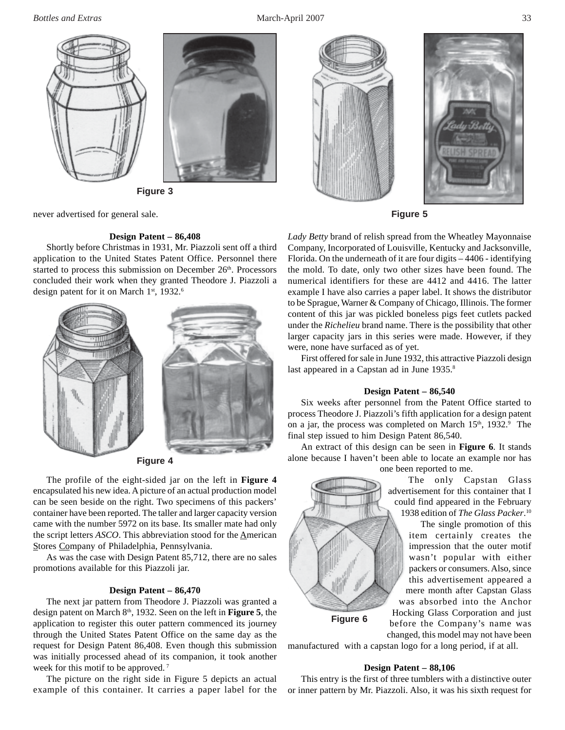Figure 3

never advertised for general sale.

### Design Patent – 86,408

Shortly before Christmas in 1931, Mr. Piazzoli sent off a third application to the United States Patent Office. Personnel there started to process this submission on December 26th. Processors concluded their work when they granted Theodore J. Piazzoli a design patent for it on March 1st, 1932.[6]

Figure 4

The profile of the eight-sided jar on the left in **Figure 4** encapsulated his new idea. A picture of an actual production model can be seen beside on the right. Two specimens of this packers' container have been reported. The taller and larger capacity version came with the number 5972 on its base. Its smaller mate had only the script letters *ASCO*. This abbreviation stood for the American Stores Company of Philadelphia, Pennsylvania.

As was the case with Design Patent 85,712, there are no sales promotions available for this Piazzoli jar.

### Design Patent – 86,470

The next jar pattern from Theodore J. Piazzoli was granted a design patent on March 8th, 1932. Seen on the left in **Figure 5**, the application to register this outer pattern commenced its journey through the United States Patent Office on the same day as the request for Design Patent 86,408. Even though this submission was initially processed ahead of its companion, it took another week for this motif to be approved.[7]

The picture on the right side in Figure 5 depicts an actual example of this container. It carries a paper label for the *Lady Betty* brand of relish spread from the Wheatley Mayonnaise Company, Incorporated of Louisville, Kentucky and Jacksonville, Florida. On the underneath of it are four digits – 4406 - identifying the mold. To date, only two other sizes have been found. The numerical identifiers for these are 4412 and 4416. The latter example I have also carries a paper label. It shows the distributor to be Sprague, Warner & Company of Chicago, Illinois. The former content of this jar was pickled boneless pigs feet cutlets packed under the *Richelieu* brand name. There is the possibility that other larger capacity jars in this series were made. However, if they were, none have surfaced as of yet.

Figure 5

First offered for sale in June 1932, this attractive Piazzoli design last appeared in a Capstan ad in June 1935.[8]

### Design Patent – 86,540

Six weeks after personnel from the Patent Office started to process Theodore J. Piazzoli's fifth application for a design patent on a jar, the process was completed on March 15th, 1932.[9] The final step issued to him Design Patent 86,540.

An extract of this design can be seen in **Figure 6**. It stands alone because I haven't been able to locate an example nor has one been reported to me.

The only Capstan Glass advertisement for this container that I could find appeared in the February 1938 edition of *The Glass Packer*.[10]

The single promotion of this item certainly creates the impression that the outer motif wasn't popular with either packers or consumers. Also, since this advertisement appeared a mere month after Capstan Glass was absorbed into the Anchor Hocking Glass Corporation and just before the Company's name was changed, this model may not have been manufactured with a capstan logo for a long period, if at all.

Figure 6

### Design Patent – 88,106

This entry is the first of three tumblers with a distinctive outer or inner pattern by Mr. Piazzoli. Also, it was his sixth request for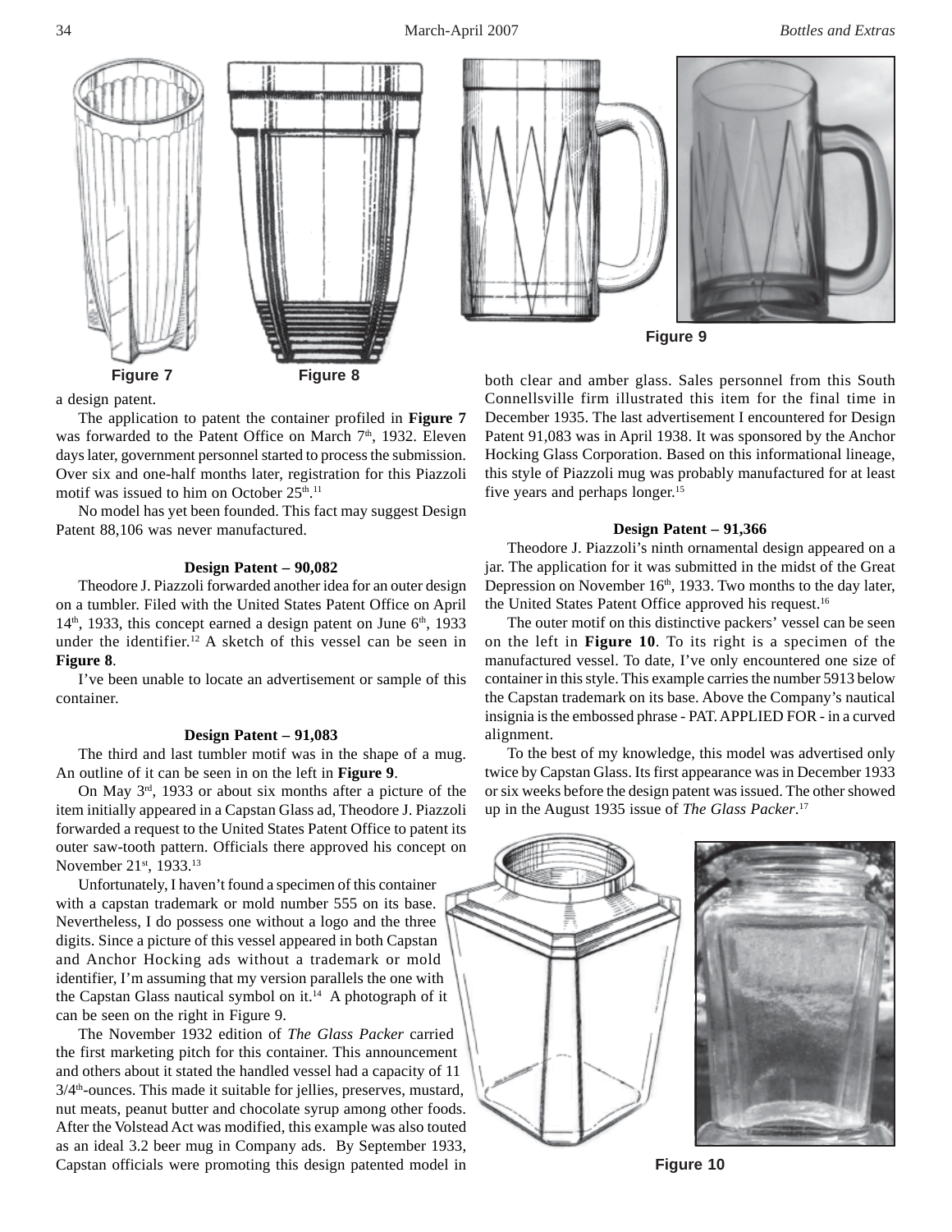Figure 7

Figure 8

Figure 9

a design patent.

The application to patent the container profiled in **Figure 7** was forwarded to the Patent Office on March 7th, 1932. Eleven days later, government personnel started to process the submission. Over six and one-half months later, registration for this Piazzoli motif was issued to him on October 25th.[11]

No model has yet been founded. This fact may suggest Design Patent 88,106 was never manufactured.

### Design Patent – 90,082

Theodore J. Piazzoli forwarded another idea for an outer design on a tumbler. Filed with the United States Patent Office on April 14th, 1933, this concept earned a design patent on June 6th, 1933 under the identifier.[12] A sketch of this vessel can be seen in **Figure 8**.

I've been unable to locate an advertisement or sample of this container.

### Design Patent – 91,083

The third and last tumbler motif was in the shape of a mug. An outline of it can be seen in on the left in **Figure 9**.

On May 3rd, 1933 or about six months after a picture of the item initially appeared in a Capstan Glass ad, Theodore J. Piazzoli forwarded a request to the United States Patent Office to patent its outer saw-tooth pattern. Officials there approved his concept on November 21st, 1933.[13]

Unfortunately, I haven't found a specimen of this container with a capstan trademark or mold number 555 on its base. Nevertheless, I do possess one without a logo and the three digits. Since a picture of this vessel appeared in both Capstan and Anchor Hocking ads without a trademark or mold identifier, I'm assuming that my version parallels the one with the Capstan Glass nautical symbol on it.[14] A photograph of it can be seen on the right in Figure 9.

The November 1932 edition of *The Glass Packer* carried the first marketing pitch for this container. This announcement and others about it stated the handled vessel had a capacity of 11 3/4th-ounces. This made it suitable for jellies, preserves, mustard, nut meats, peanut butter and chocolate syrup among other foods. After the Volstead Act was modified, this example was also touted as an ideal 3.2 beer mug in Company ads. By September 1933, Capstan officials were promoting this design patented model in both clear and amber glass. Sales personnel from this South Connellsville firm illustrated this item for the final time in December 1935. The last advertisement I encountered for Design Patent 91,083 was in April 1938. It was sponsored by the Anchor Hocking Glass Corporation. Based on this informational lineage, this style of Piazzoli mug was probably manufactured for at least five years and perhaps longer.[15]

### Design Patent – 91,366

Theodore J. Piazzoli's ninth ornamental design appeared on a jar. The application for it was submitted in the midst of the Great Depression on November 16th, 1933. Two months to the day later, the United States Patent Office approved his request.[16]

The outer motif on this distinctive packers' vessel can be seen on the left in **Figure 10**. To its right is a specimen of the manufactured vessel. To date, I've only encountered one size of container in this style. This example carries the number 5913 below the Capstan trademark on its base. Above the Company's nautical insignia is the embossed phrase - PAT. APPLIED FOR - in a curved alignment.

To the best of my knowledge, this model was advertised only twice by Capstan Glass. Its first appearance was in December 1933 or six weeks before the design patent was issued. The other showed up in the August 1935 issue of *The Glass Packer*.[17]

Figure 10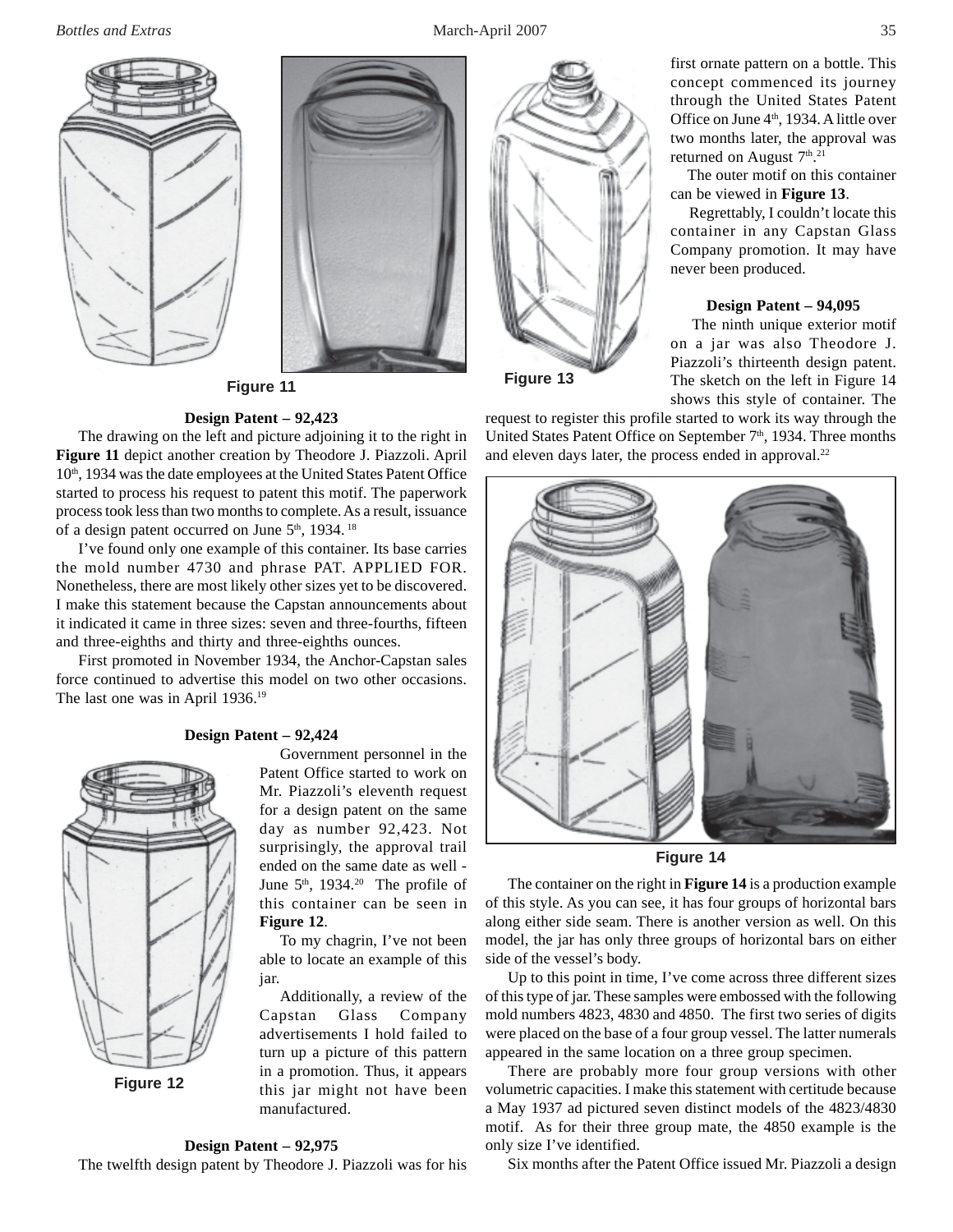Figure 11

### Design Patent – 92,423

The drawing on the left and picture adjoining it to the right in **Figure 11** depict another creation by Theodore J. Piazzoli. April 10th, 1934 was the date employees at the United States Patent Office started to process his request to patent this motif. The paperwork process took less than two months to complete. As a result, issuance of a design patent occurred on June 5th, 1934.[18]

I've found only one example of this container. Its base carries the mold number 4730 and phrase PAT. APPLIED FOR. Nonetheless, there are most likely other sizes yet to be discovered. I make this statement because the Capstan announcements about it indicated it came in three sizes: seven and three-fourths, fifteen and three-eighths and thirty and three-eighths ounces.

First promoted in November 1934, the Anchor-Capstan sales force continued to advertise this model on two other occasions. The last one was in April 1936.[19]

### Design Patent – 92,424

Government personnel in the Patent Office started to work on Mr. Piazzoli's eleventh request for a design patent on the same day as number 92,423. Not surprisingly, the approval trail ended on the same date as well - June 5th, 1934.[20] The profile of this container can be seen in **Figure 12**.

To my chagrin, I've not been able to locate an example of this jar.

Additionally, a review of the Capstan Glass Company advertisements I hold failed to turn up a picture of this pattern in a promotion. Thus, it appears this jar might not have been manufactured.

Figure 12

### Design Patent – 92,975

The twelfth design patent by Theodore J. Piazzoli was for his first ornate pattern on a bottle. This concept commenced its journey through the United States Patent Office on June 4th, 1934. A little over two months later, the approval was returned on August 7th.[21]

The outer motif on this container can be viewed in **Figure 13**.

Regrettably, I couldn't locate this container in any Capstan Glass Company promotion. It may have never been produced.

Figure 13

### Design Patent – 94,095

The ninth unique exterior motif on a jar was also Theodore J. Piazzoli's thirteenth design patent. The sketch on the left in Figure 14 shows this style of container. The request to register this profile started to work its way through the United States Patent Office on September 7th, 1934. Three months and eleven days later, the process ended in approval.[22]

Figure 14

The container on the right in **Figure 14** is a production example of this style. As you can see, it has four groups of horizontal bars along either side seam. There is another version as well. On this model, the jar has only three groups of horizontal bars on either side of the vessel's body.

Up to this point in time, I've come across three different sizes of this type of jar. These samples were embossed with the following mold numbers 4823, 4830 and 4850. The first two series of digits were placed on the base of a four group vessel. The latter numerals appeared in the same location on a three group specimen.

There are probably more four group versions with other volumetric capacities. I make this statement with certitude because a May 1937 ad pictured seven distinct models of the 4823/4830 motif. As for their three group mate, the 4850 example is the only size I've identified.

Six months after the Patent Office issued Mr. Piazzoli a design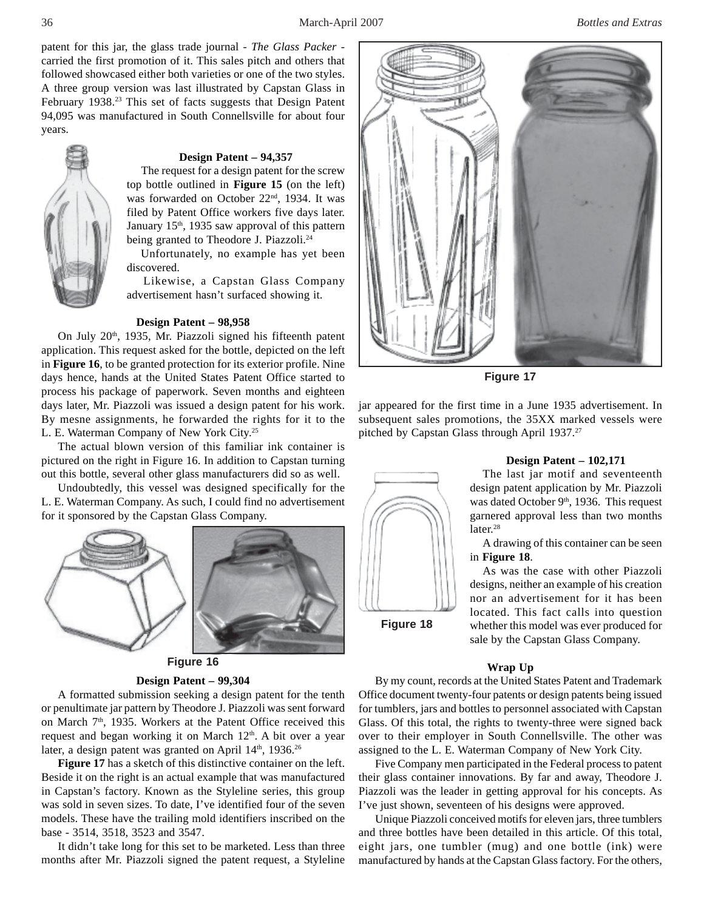patent for this jar, the glass trade journal - *The Glass Packer* - carried the first promotion of it. This sales pitch and others that followed showcased either both varieties or one of the two styles. A three group version was last illustrated by Capstan Glass in February 1938.[23] This set of facts suggests that Design Patent 94,095 was manufactured in South Connellsville for about four years.

**Design Patent – 94,357**

The request for a design patent for the screw top bottle outlined in **Figure 15** (on the left) was forwarded on October 22nd, 1934. It was filed by Patent Office workers five days later. January 15th, 1935 saw approval of this pattern being granted to Theodore J. Piazzoli.[24]

Unfortunately, no example has yet been discovered.

Likewise, a Capstan Glass Company advertisement hasn't surfaced showing it.

**Design Patent – 98,958**

On July 20th, 1935, Mr. Piazzoli signed his fifteenth patent application. This request asked for the bottle, depicted on the left in **Figure 16**, to be granted protection for its exterior profile. Nine days hence, hands at the United States Patent Office started to process his package of paperwork. Seven months and eighteen days later, Mr. Piazzoli was issued a design patent for his work. By mesne assignments, he forwarded the rights for it to the L. E. Waterman Company of New York City.[25]

The actual blown version of this familiar ink container is pictured on the right in Figure 16. In addition to Capstan turning out this bottle, several other glass manufacturers did so as well.

Undoubtedly, this vessel was designed specifically for the L. E. Waterman Company. As such, I could find no advertisement for it sponsored by the Capstan Glass Company.

Figure 16

**Design Patent – 99,304**

A formatted submission seeking a design patent for the tenth or penultimate jar pattern by Theodore J. Piazzoli was sent forward on March 7th, 1935. Workers at the Patent Office received this request and began working it on March 12th. A bit over a year later, a design patent was granted on April 14th, 1936.[26]

**Figure 17** has a sketch of this distinctive container on the left. Beside it on the right is an actual example that was manufactured in Capstan's factory. Known as the Styleline series, this group was sold in seven sizes. To date, I've identified four of the seven models. These have the trailing mold identifiers inscribed on the base - 3514, 3518, 3523 and 3547.

It didn't take long for this set to be marketed. Less than three months after Mr. Piazzoli signed the patent request, a Styleline jar appeared for the first time in a June 1935 advertisement. In subsequent sales promotions, the 35XX marked vessels were pitched by Capstan Glass through April 1937.[27]

Figure 17

**Design Patent – 102,171**

The last jar motif and seventeenth design patent application by Mr. Piazzoli was dated October 9th, 1936. This request garnered approval less than two months later.[28]

A drawing of this container can be seen in **Figure 18**.

As was the case with other Piazzoli designs, neither an example of his creation nor an advertisement for it has been located. This fact calls into question whether this model was ever produced for sale by the Capstan Glass Company.

Figure 18

**Wrap Up**

By my count, records at the United States Patent and Trademark Office document twenty-four patents or design patents being issued for tumblers, jars and bottles to personnel associated with Capstan Glass. Of this total, the rights to twenty-three were signed back over to their employer in South Connellsville. The other was assigned to the L. E. Waterman Company of New York City.

Five Company men participated in the Federal process to patent their glass container innovations. By far and away, Theodore J. Piazzoli was the leader in getting approval for his concepts. As I've just shown, seventeen of his designs were approved.

Unique Piazzoli conceived motifs for eleven jars, three tumblers and three bottles have been detailed in this article. Of this total, eight jars, one tumbler (mug) and one bottle (ink) were manufactured by hands at the Capstan Glass factory. For the others,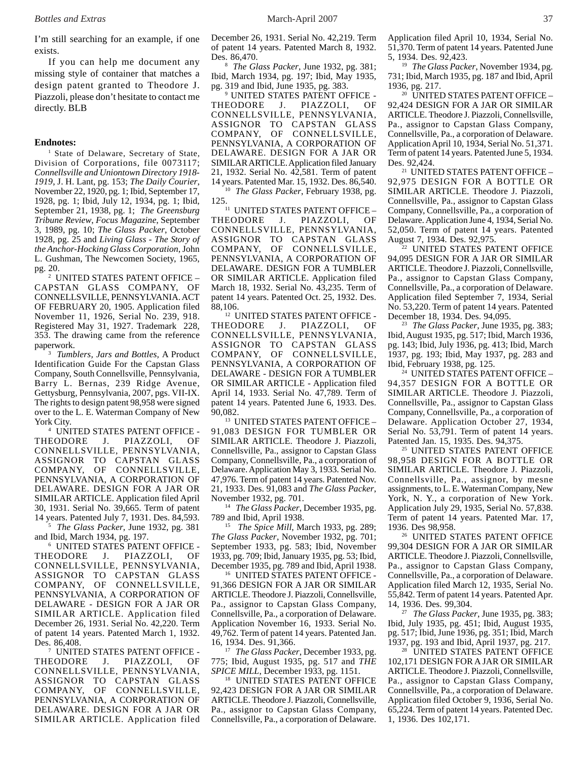I'm still searching for an example, if one exists.

If you can help me document any missing style of container that matches a design patent granted to Theodore J. Piazzoli, please don't hesitate to contact me directly. BLB

**Endnotes:**

[1] State of Delaware, Secretary of State, Division of Corporations, file 0073117; *Connellsville and Uniontown Directory 1918-1919*, J. H. Lant, pg. 153; *The Daily Courier*, November 22, 1920, pg. 1; Ibid, September 17, 1928, pg. 1; Ibid, July 12, 1934, pg. 1; Ibid, September 21, 1938, pg. 1; *The Greensburg Tribune Review, Focus Magazine*, September 3, 1989, pg. 10; *The Glass Packer*, October 1928, pg. 25 and *Living Glass - The Story of the Anchor-Hocking Glass Corporation*, John L. Gushman, The Newcomen Society, 1965, pg. 20.

[2] UNITED STATES PATENT OFFICE – CAPSTAN GLASS COMPANY, OF CONNELLSVILLE, PENNSYLVANIA. ACT OF FEBRUARY 20, 1905. Application filed November 11, 1926, Serial No. 239, 918. Registered May 31, 1927. Trademark 228, 353. The drawing came from the reference paperwork.

[3] *Tumblers, Jars and Bottles,* A Product Identification Guide For the Capstan Glass Company, South Connellsville, Pennsylvania, Barry L. Bernas, 239 Ridge Avenue, Gettysburg, Pennsylvania, 2007, pgs. VII-IX. The rights to design patent 98,958 were signed over to the L. E. Waterman Company of New York City.

[4] UNITED STATES PATENT OFFICE - THEODORE J. PIAZZOLI, OF CONNELLSVILLE, PENNSYLVANIA, ASSIGNOR TO CAPSTAN GLASS COMPANY, OF CONNELLSVILLE, PENNSYLVANIA, A CORPORATION OF DELAWARE. DESIGN FOR A JAR OR SIMILAR ARTICLE. Application filed April 30, 1931. Serial No. 39,665. Term of patent 14 years. Patented July 7, 1931. Des. 84,593.

[5] *The Glass Packer*, June 1932, pg. 381 and Ibid, March 1934, pg. 197.

[6] UNITED STATES PATENT OFFICE - THEODORE J. PIAZZOLI, OF CONNELLSVILLE, PENNSYLVANIA, ASSIGNOR TO CAPSTAN GLASS COMPANY, OF CONNELLSVILLE, PENNSYLVANIA, A CORPORATION OF DELAWARE - DESIGN FOR A JAR OR SIMILAR ARTICLE. Application filed December 26, 1931. Serial No. 42,220. Term of patent 14 years. Patented March 1, 1932. Des. 86,408.

[7] UNITED STATES PATENT OFFICE - THEODORE J. PIAZZOLI, OF CONNELLSVILLE, PENNSYLVANIA, ASSIGNOR TO CAPSTAN GLASS COMPANY, OF CONNELLSVILLE, PENNSYLVANIA, A CORPORATION OF DELAWARE. DESIGN FOR A JAR OR SIMILAR ARTICLE. Application filed December 26, 1931. Serial No. 42,219. Term of patent 14 years. Patented March 8, 1932. Des. 86,470.

[8] *The Glass Packer*, June 1932, pg. 381; Ibid, March 1934, pg. 197; Ibid, May 1935, pg. 319 and Ibid, June 1935, pg. 383.

[9] UNITED STATES PATENT OFFICE - THEODORE J. PIAZZOLI, OF CONNELLSVILLE, PENNSYLVANIA, ASSIGNOR TO CAPSTAN GLASS COMPANY, OF CONNELLSVILLE, PENNSYLVANIA, A CORPORATION OF DELAWARE. DESIGN FOR A JAR OR SIMILAR ARTICLE. Application filed January 21, 1932. Serial No. 42,581. Term of patent 14 years. Patented Mar. 15, 1932. Des. 86,540.

[10] *The Glass Packer*, February 1938, pg. 125.

[11] UNITED STATES PATENT OFFICE – THEODORE J. PIAZZOLI, OF CONNELLSVILLE, PENNSYLVANIA, ASSIGNOR TO CAPSTAN GLASS COMPANY, OF CONNELLSVILLE, PENNSYLVANIA, A CORPORATION OF DELAWARE. DESIGN FOR A TUMBLER OR SIMILAR ARTICLE. Application filed March 18, 1932. Serial No. 43,235. Term of patent 14 years. Patented Oct. 25, 1932. Des. 88,106.

[12] UNITED STATES PATENT OFFICE - THEODORE J. PIAZZOLI, OF CONNELLSVILLE, PENNSYLVANIA, ASSIGNOR TO CAPSTAN GLASS COMPANY, OF CONNELLSVILLE, PENNSYLVANIA, A CORPORATION OF DELAWARE - DESIGN FOR A TUMBLER OR SIMILAR ARTICLE - Application filed April 14, 1933. Serial No. 47,789. Term of patent 14 years. Patented June 6, 1933. Des. 90,082.

[13] UNITED STATES PATENT OFFICE – 91,083 DESIGN FOR TUMBLER OR SIMILAR ARTICLE. Theodore J. Piazzoli, Connellsville, Pa., assignor to Capstan Glass Company, Connellsville, Pa., a corporation of Delaware. Application May 3, 1933. Serial No. 47,976. Term of patent 14 years. Patented Nov. 21, 1933. Des. 91,083 and *The Glass Packer*, November 1932, pg. 701.

[14] *The Glass Packer*, December 1935, pg. 789 and Ibid, April 1938.

[15] *The Spice Mill*, March 1933, pg. 289; *The Glass Packer*, November 1932, pg. 701; September 1933, pg. 583; Ibid, November 1933, pg. 709; Ibid, January 1935, pg. 53; Ibid, December 1935, pg. 789 and Ibid, April 1938.

[16] UNITED STATES PATENT OFFICE - 91,366 DESIGN FOR A JAR OR SIMILAR ARTICLE. Theodore J. Piazzoli, Connellsville, Pa., assignor to Capstan Glass Company, Connellsville, Pa., a corporation of Delaware. Application November 16, 1933. Serial No. 49,762. Term of patent 14 years. Patented Jan. 16, 1934. Des. 91,366.

[17] *The Glass Packer*, December 1933, pg. 775; Ibid, August 1935, pg. 517 and *THE SPICE MILL*, December 1933, pg. 1151.

[18] UNITED STATES PATENT OFFICE 92,423 DESIGN FOR A JAR OR SIMILAR ARTICLE. Theodore J. Piazzoli, Connellsville, Pa., assignor to Capstan Glass Company, Connellsville, Pa., a corporation of Delaware. Application filed April 10, 1934, Serial No. 51,370. Term of patent 14 years. Patented June 5, 1934. Des. 92,423.

[19] *The Glass Packer*, November 1934, pg. 731; Ibid, March 1935, pg. 187 and Ibid, April 1936, pg. 217.

[20] UNITED STATES PATENT OFFICE – 92,424 DESIGN FOR A JAR OR SIMILAR ARTICLE. Theodore J. Piazzoli, Connellsville, Pa., assignor to Capstan Glass Company, Connellsville, Pa., a corporation of Delaware. Application April 10, 1934, Serial No. 51,371. Term of patent 14 years. Patented June 5, 1934. Des. 92,424.

[21] UNITED STATES PATENT OFFICE – 92,975 DESIGN FOR A BOTTLE OR SIMILAR ARTICLE. Theodore J. Piazzoli, Connellsville, Pa., assignor to Capstan Glass Company, Connellsville, Pa., a corporation of Delaware. Application June 4, 1934, Serial No. 52,050. Term of patent 14 years. Patented August 7, 1934. Des. 92,975.

[22] UNITED STATES PATENT OFFICE 94,095 DESIGN FOR A JAR OR SIMILAR ARTICLE. Theodore J. Piazzoli, Connellsville, Pa., assignor to Capstan Glass Company, Connellsville, Pa., a corporation of Delaware. Application filed September 7, 1934, Serial No. 53,220. Term of patent 14 years. Patented December 18, 1934. Des. 94,095.

[23] *The Glass Packer*, June 1935, pg. 383; Ibid, August 1935, pg. 517; Ibid, March 1936, pg. 143; Ibid, July 1936, pg. 413; Ibid, March 1937, pg. 193; Ibid, May 1937, pg. 283 and Ibid, February 1938, pg. 125.

[24] UNITED STATES PATENT OFFICE – 94,357 DESIGN FOR A BOTTLE OR SIMILAR ARTICLE. Theodore J. Piazzoli, Connellsville, Pa., assignor to Capstan Glass Company, Connellsville, Pa., a corporation of Delaware. Application October 27, 1934, Serial No. 53,791. Term of patent 14 years. Patented Jan. 15, 1935. Des. 94,375.

[25] UNITED STATES PATENT OFFICE 98,958 DESIGN FOR A BOTTLE OR SIMILAR ARTICLE. Theodore J. Piazzoli, Connellsville, Pa., assignor, by mesne assignments, to L. E. Waterman Company, New York, N. Y., a corporation of New York. Application July 29, 1935, Serial No. 57,838. Term of patent 14 years. Patented Mar. 17, 1936. Des 98,958.

[26] UNITED STATES PATENT OFFICE 99,304 DESIGN FOR A JAR OR SIMILAR ARTICLE. Theodore J. Piazzoli, Connellsville, Pa., assignor to Capstan Glass Company, Connellsville, Pa., a corporation of Delaware. Application filed March 12, 1935, Serial No. 55,842. Term of patent 14 years. Patented Apr. 14, 1936. Des. 99,304.

[27] *The Glass Packer*, June 1935, pg. 383; Ibid, July 1935, pg. 451; Ibid, August 1935, pg. 517; Ibid, June 1936, pg. 351; Ibid, March 1937, pg. 193 and Ibid, April 1937, pg. 217.

[28] UNITED STATES PATENT OFFICE 102,171 DESIGN FOR A JAR OR SIMILAR ARTICLE. Theodore J. Piazzoli, Connellsville, Pa., assignor to Capstan Glass Company, Connellsville, Pa., a corporation of Delaware. Application filed October 9, 1936, Serial No. 65,224. Term of patent 14 years. Patented Dec. 1, 1936. Des 102,171.